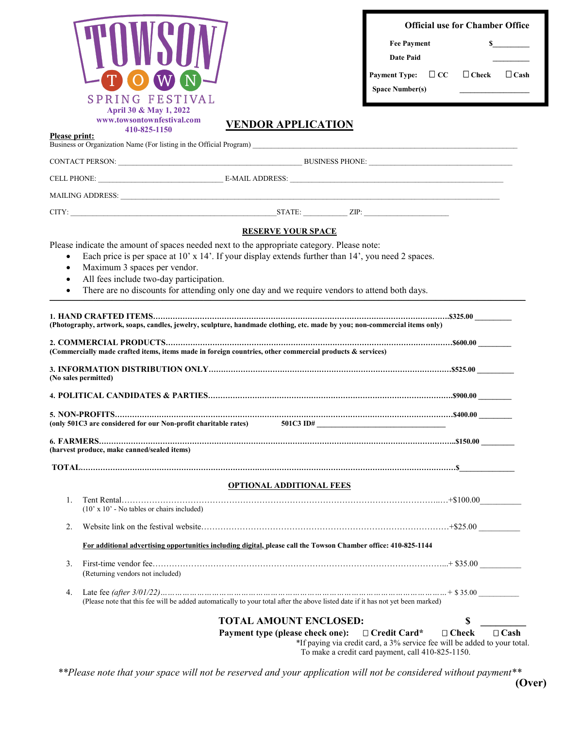# TOWSON TOWN SPRING FESTIVAL

April 30 & May 1, 2022
www.towsontownfestival.com
410-825-1150

| Official use for Chamber Office | |
|---|---|
| Fee Payment | $_________ |
| Date Paid | _________ |
| Payment Type: | ☐ CC ☐ Check ☐ Cash |
| Space Number(s) | _________________ |

## VENDOR APPLICATION

**Please print:**

Business or Organization Name (For listing in the Official Program) ______________________________________________

CONTACT PERSON: ______________________________ BUSINESS PHONE: ______________________________

CELL PHONE: ______________________ E-MAIL ADDRESS: ______________________________________________

MAILING ADDRESS: ____________________________________________________________________________

CITY: ________________________________________STATE: __________ ZIP: ____________________

### RESERVE YOUR SPACE

Please indicate the amount of spaces needed next to the appropriate category. Please note:

- Each price is per space at 10' x 14'. If your display extends further than 14', you need 2 spaces.
- Maximum 3 spaces per vendor.
- All fees include two-day participation.
- There are no discounts for attending only one day and we require vendors to attend both days.

---

**1. HAND CRAFTED ITEMS............................................................$325.00 _________**
**(Photography, artwork, soaps, candles, jewelry, sculpture, handmade clothing, etc. made by you; non-commercial items only)**

**2. COMMERCIAL PRODUCTS............................................................$600.00 ________**
**(Commercially made crafted items, items made in foreign countries, other commercial products & services)**

**3. INFORMATION DISTRIBUTION ONLY............................................................$525.00 _________**
**(No sales permitted)**

**4. POLITICAL CANDIDATES & PARTIES............................................................$900.00 ________**

**5. NON-PROFITS............................................................$400.00 ________**
**(only 501C3 are considered for our Non-profit charitable rates)** **501C3 ID# ______________________________**

**6. FARMERS............................................................$150.00 ________**
**(harvest produce, make canned/sealed items)**

**TOTAL............................................................$_____________**

### OPTIONAL ADDITIONAL FEES

1. Tent Rental............................................................+$100.00__________
   (10' x 10' - No tables or chairs included)
2. Website link on the festival website............................................................+$25.00 __________

   **For additional advertising opportunities including digital, please call the Towson Chamber office: 410-825-1144**

3. First-time vendor fee............................................................+ $35.00 __________
   (Returning vendors not included)
4. Late fee *(after 3/01/22)*............................................................+ $ 35.00 __________
   (Please note that this fee will be added automatically to your total after the above listed date if it has not yet been marked)

**TOTAL AMOUNT ENCLOSED: $ __________**

**Payment type (please check one): ☐ Credit Card\* ☐ Check ☐ Cash**

\*If paying via credit card, a 3% service fee will be added to your total.
To make a credit card payment, call 410-825-1150.

*\*\*Please note that your space will not be reserved and your application will not be considered without payment\*\**

**(Over)**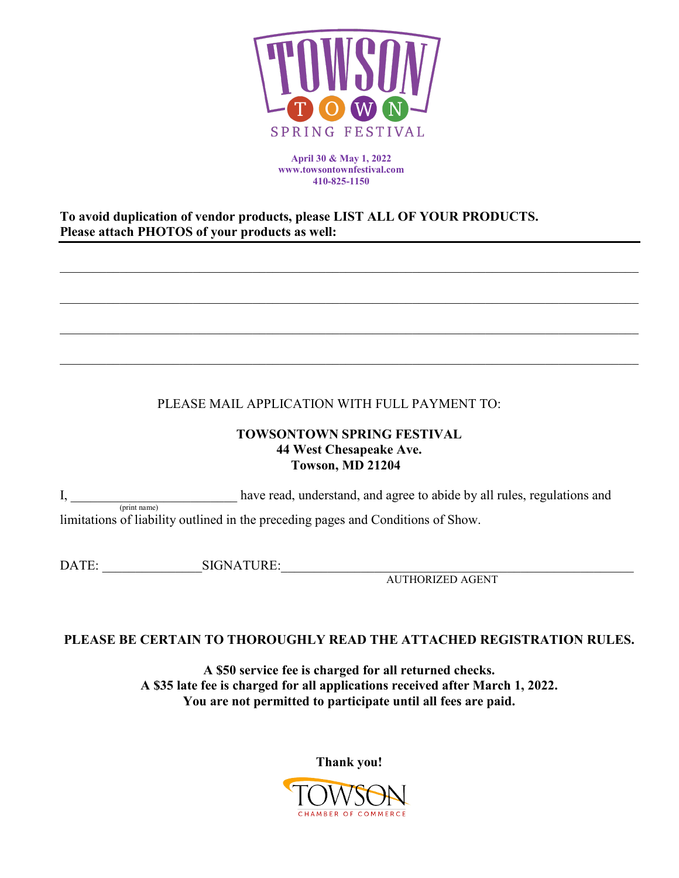TOWSON TOWN SPRING FESTIVAL

**April 30 & May 1, 2022**
**www.towsontownfestival.com**
**410-825-1150**

**To avoid duplication of vendor products, please LIST ALL OF YOUR PRODUCTS.**
**Please attach PHOTOS of your products as well:**

\_\_\_\_\_\_\_\_\_\_\_\_\_\_\_\_\_\_\_\_\_\_\_\_\_\_\_\_\_\_\_\_\_\_\_\_\_\_\_\_\_\_\_\_\_\_\_\_\_\_\_\_\_\_\_\_\_\_\_\_\_\_\_\_\_\_\_\_\_\_\_\_\_\_\_\_

\_\_\_\_\_\_\_\_\_\_\_\_\_\_\_\_\_\_\_\_\_\_\_\_\_\_\_\_\_\_\_\_\_\_\_\_\_\_\_\_\_\_\_\_\_\_\_\_\_\_\_\_\_\_\_\_\_\_\_\_\_\_\_\_\_\_\_\_\_\_\_\_\_\_\_\_

\_\_\_\_\_\_\_\_\_\_\_\_\_\_\_\_\_\_\_\_\_\_\_\_\_\_\_\_\_\_\_\_\_\_\_\_\_\_\_\_\_\_\_\_\_\_\_\_\_\_\_\_\_\_\_\_\_\_\_\_\_\_\_\_\_\_\_\_\_\_\_\_\_\_\_\_

\_\_\_\_\_\_\_\_\_\_\_\_\_\_\_\_\_\_\_\_\_\_\_\_\_\_\_\_\_\_\_\_\_\_\_\_\_\_\_\_\_\_\_\_\_\_\_\_\_\_\_\_\_\_\_\_\_\_\_\_\_\_\_\_\_\_\_\_\_\_\_\_\_\_\_\_

PLEASE MAIL APPLICATION WITH FULL PAYMENT TO:

**TOWSONTOWN SPRING FESTIVAL**
**44 West Chesapeake Ave.**
**Towson, MD 21204**

I, \_\_\_\_\_\_\_\_\_\_\_\_\_\_\_\_\_\_\_\_\_\_\_\_\_\_ (print name) have read, understand, and agree to abide by all rules, regulations and limitations of liability outlined in the preceding pages and Conditions of Show.

DATE: \_\_\_\_\_\_\_\_\_\_\_\_\_\_\_ SIGNATURE: \_\_\_\_\_\_\_\_\_\_\_\_\_\_\_\_\_\_\_\_\_\_\_\_\_\_\_\_\_\_\_\_\_\_\_\_\_\_\_\_\_\_
AUTHORIZED AGENT

**PLEASE BE CERTAIN TO THOROUGHLY READ THE ATTACHED REGISTRATION RULES.**

**A $50 service fee is charged for all returned checks.**
**A $35 late fee is charged for all applications received after March 1, 2022.**
**You are not permitted to participate until all fees are paid.**

**Thank you!**

TOWSON CHAMBER OF COMMERCE